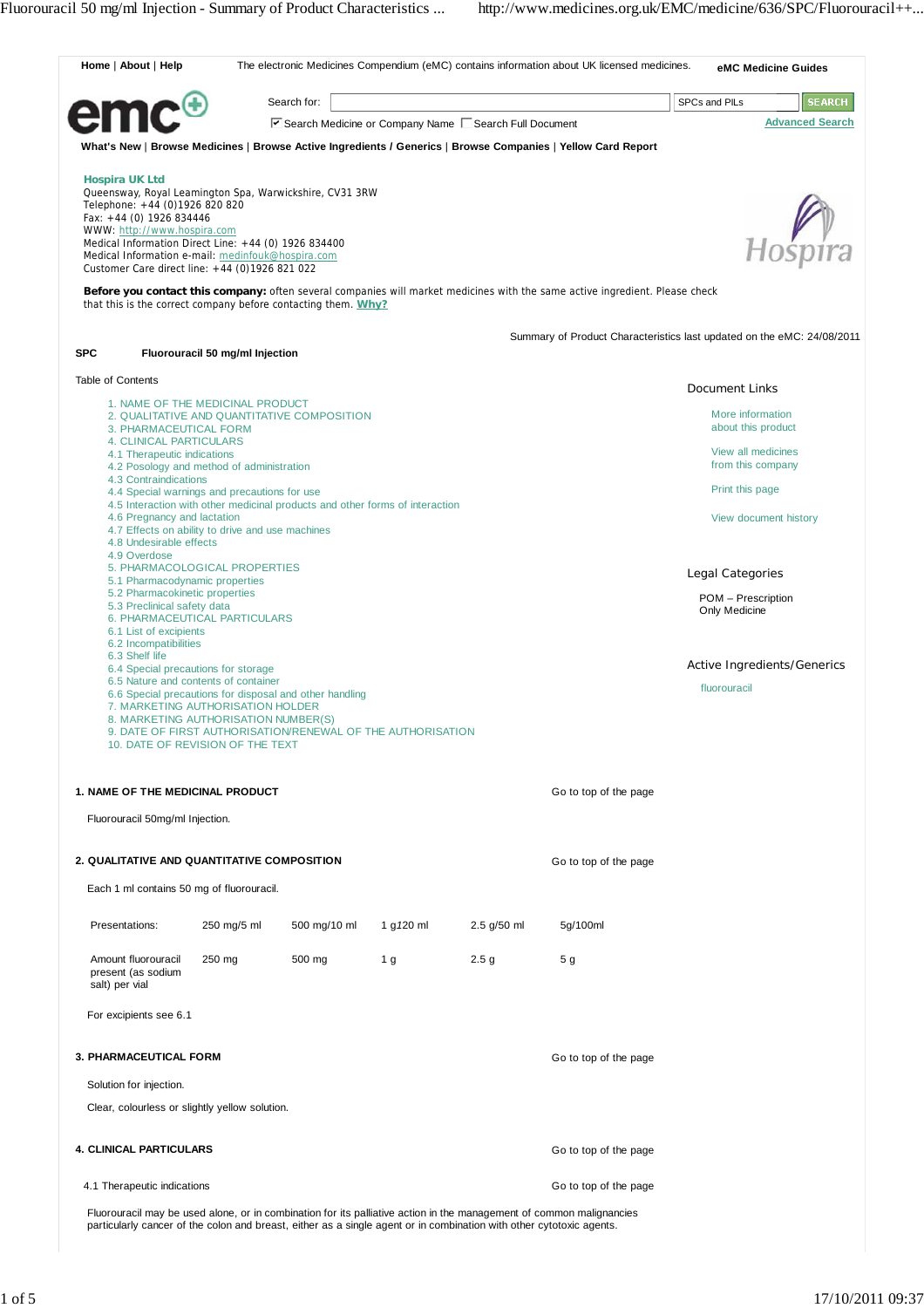Home | About | Help

The electronic Medicines Compendium (eMC) contains information about UK licensed medicines.

eMC Medicine Guides

Search for: SPCs and PILs SEARCH

Search Medicine or Company Name   Search Full Document

Advanced Search

What's New | Browse Medicines | Browse Active Ingredients / Generics | Browse Companies | Yellow Card Report

**Hospira UK Ltd**
Queensway, Royal Leamington Spa, Warwickshire, CV31 3RW
Telephone: +44 (0)1926 820 820
Fax: +44 (0) 1926 834446
WWW: http://www.hospira.com
Medical Information Direct Line: +44 (0) 1926 834400
Medical Information e-mail: medinfouk@hospira.com
Customer Care direct line: +44 (0)1926 821 022

**Before you contact this company:** often several companies will market medicines with the same active ingredient. Please check that this is the correct company before contacting them. Why?

Summary of Product Characteristics last updated on the eMC: 24/08/2011

**SPC Fluorouracil 50 mg/ml Injection**

Table of Contents

1. NAME OF THE MEDICINAL PRODUCT
2. QUALITATIVE AND QUANTITATIVE COMPOSITION
3. PHARMACEUTICAL FORM
4. CLINICAL PARTICULARS
4.1 Therapeutic indications
4.2 Posology and method of administration
4.3 Contraindications
4.4 Special warnings and precautions for use
4.5 Interaction with other medicinal products and other forms of interaction
4.6 Pregnancy and lactation
4.7 Effects on ability to drive and use machines
4.8 Undesirable effects
4.9 Overdose
5. PHARMACOLOGICAL PROPERTIES
5.1 Pharmacodynamic properties
5.2 Pharmacokinetic properties
5.3 Preclinical safety data
6. PHARMACEUTICAL PARTICULARS
6.1 List of excipients
6.2 Incompatibilities
6.3 Shelf life
6.4 Special precautions for storage
6.5 Nature and contents of container
6.6 Special precautions for disposal and other handling
7. MARKETING AUTHORISATION HOLDER
8. MARKETING AUTHORISATION NUMBER(S)
9. DATE OF FIRST AUTHORISATION/RENEWAL OF THE AUTHORISATION
10. DATE OF REVISION OF THE TEXT

Document Links

- More information about this product
- View all medicines from this company
- Print this page
- View document history

Legal Categories

POM – Prescription Only Medicine

Active Ingredients/Generics

fluorouracil

## 1. NAME OF THE MEDICINAL PRODUCT

Go to top of the page

Fluorouracil 50mg/ml Injection.

## 2. QUALITATIVE AND QUANTITATIVE COMPOSITION

Go to top of the page

Each 1 ml contains 50 mg of fluorouracil.

| Presentations: | 250 mg/5 ml | 500 mg/10 ml | 1 g120 ml | 2.5 g/50 ml | 5g/100ml |
|---|---|---|---|---|---|
| Amount fluorouracil present (as sodium salt) per vial | 250 mg | 500 mg | 1 g | 2.5 g | 5 g |

For excipients see 6.1

## 3. PHARMACEUTICAL FORM

Go to top of the page

Solution for injection.

Clear, colourless or slightly yellow solution.

## 4. CLINICAL PARTICULARS

Go to top of the page

### 4.1 Therapeutic indications

Go to top of the page

Fluorouracil may be used alone, or in combination for its palliative action in the management of common malignancies particularly cancer of the colon and breast, either as a single agent or in combination with other cytotoxic agents.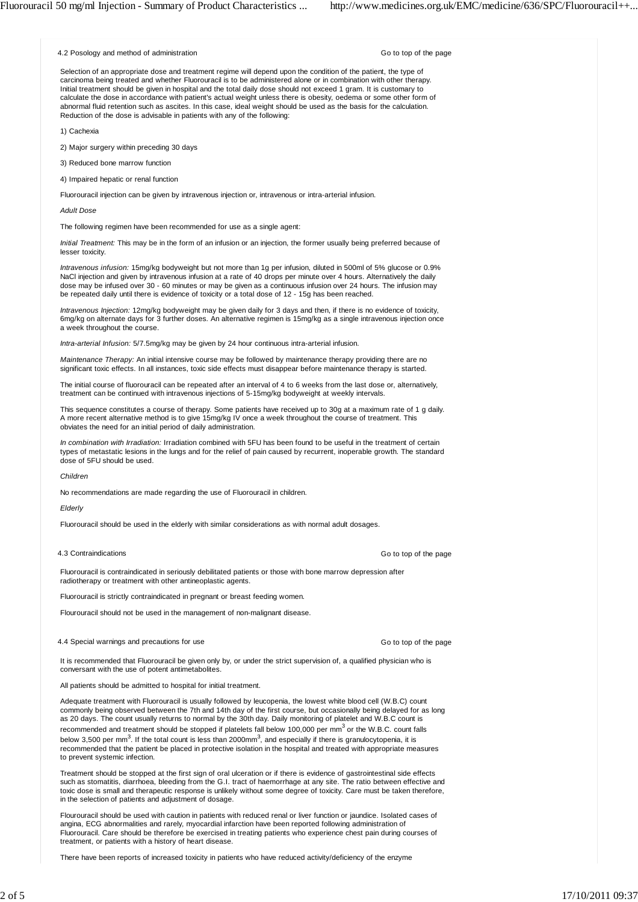## 4.2 Posology and method of administration

Selection of an appropriate dose and treatment regime will depend upon the condition of the patient, the type of carcinoma being treated and whether Fluorouracil is to be administered alone or in combination with other therapy. Initial treatment should be given in hospital and the total daily dose should not exceed 1 gram. It is customary to calculate the dose in accordance with patient's actual weight unless there is obesity, oedema or some other form of abnormal fluid retention such as ascites. In this case, ideal weight should be used as the basis for the calculation. Reduction of the dose is advisable in patients with any of the following:

1) Cachexia

2) Major surgery within preceding 30 days

3) Reduced bone marrow function

4) Impaired hepatic or renal function

Fluorouracil injection can be given by intravenous injection or, intravenous or intra-arterial infusion.

*Adult Dose*

The following regimen have been recommended for use as a single agent:

*Initial Treatment:* This may be in the form of an infusion or an injection, the former usually being preferred because of lesser toxicity.

*Intravenous infusion:* 15mg/kg bodyweight but not more than 1g per infusion, diluted in 500ml of 5% glucose or 0.9% NaCl injection and given by intravenous infusion at a rate of 40 drops per minute over 4 hours. Alternatively the daily dose may be infused over 30 - 60 minutes or may be given as a continuous infusion over 24 hours. The infusion may be repeated daily until there is evidence of toxicity or a total dose of 12 - 15g has been reached.

*Intravenous Injection:* 12mg/kg bodyweight may be given daily for 3 days and then, if there is no evidence of toxicity, 6mg/kg on alternate days for 3 further doses. An alternative regimen is 15mg/kg as a single intravenous injection once a week throughout the course.

*Intra-arterial Infusion:* 5/7.5mg/kg may be given by 24 hour continuous intra-arterial infusion.

*Maintenance Therapy:* An initial intensive course may be followed by maintenance therapy providing there are no significant toxic effects. In all instances, toxic side effects must disappear before maintenance therapy is started.

The initial course of fluorouracil can be repeated after an interval of 4 to 6 weeks from the last dose or, alternatively, treatment can be continued with intravenous injections of 5-15mg/kg bodyweight at weekly intervals.

This sequence constitutes a course of therapy. Some patients have received up to 30g at a maximum rate of 1 g daily. A more recent alternative method is to give 15mg/kg IV once a week throughout the course of treatment. This obviates the need for an initial period of daily administration.

*In combination with Irradiation:* Irradiation combined with 5FU has been found to be useful in the treatment of certain types of metastatic lesions in the lungs and for the relief of pain caused by recurrent, inoperable growth. The standard dose of 5FU should be used.

*Children*

No recommendations are made regarding the use of Fluorouracil in children.

*Elderly*

Fluorouracil should be used in the elderly with similar considerations as with normal adult dosages.

## 4.3 Contraindications

Fluorouracil is contraindicated in seriously debilitated patients or those with bone marrow depression after radiotherapy or treatment with other antineoplastic agents.

Fluorouracil is strictly contraindicated in pregnant or breast feeding women.

Flourouracil should not be used in the management of non-malignant disease.

## 4.4 Special warnings and precautions for use

It is recommended that Fluorouracil be given only by, or under the strict supervision of, a qualified physician who is conversant with the use of potent antimetabolites.

All patients should be admitted to hospital for initial treatment.

Adequate treatment with Fluorouracil is usually followed by leucopenia, the lowest white blood cell (W.B.C) count commonly being observed between the 7th and 14th day of the first course, but occasionally being delayed for as long as 20 days. The count usually returns to normal by the 30th day. Daily monitoring of platelet and W.B.C count is recommended and treatment should be stopped if platelets fall below 100,000 per $mm^3$ or the W.B.C. count falls below 3,500 per $mm^3$. If the total count is less than $2000mm^3$, and especially if there is granulocytopenia, it is recommended that the patient be placed in protective isolation in the hospital and treated with appropriate measures to prevent systemic infection.

Treatment should be stopped at the first sign of oral ulceration or if there is evidence of gastrointestinal side effects such as stomatitis, diarrhoea, bleeding from the G.I. tract of haemorrhage at any site. The ratio between effective and toxic dose is small and therapeutic response is unlikely without some degree of toxicity. Care must be taken therefore, in the selection of patients and adjustment of dosage.

Flourouracil should be used with caution in patients with reduced renal or liver function or jaundice. Isolated cases of angina, ECG abnormalities and rarely, myocardial infarction have been reported following administration of Fluorouracil. Care should be therefore be exercised in treating patients who experience chest pain during courses of treatment, or patients with a history of heart disease.

There have been reports of increased toxicity in patients who have reduced activity/deficiency of the enzyme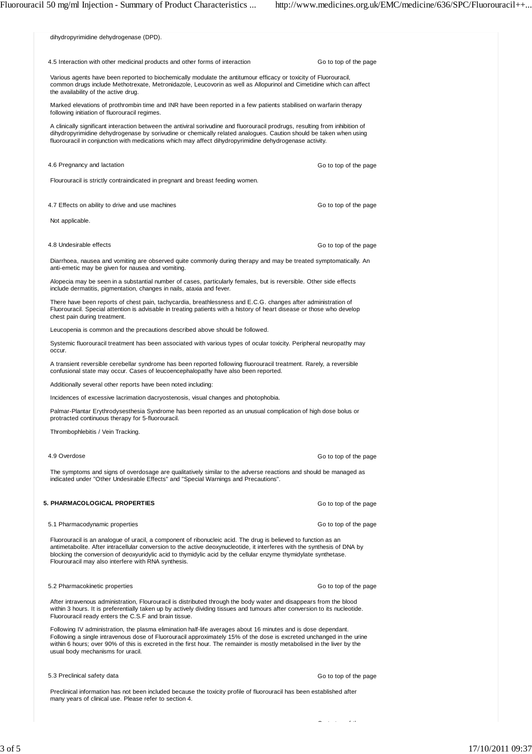dihydropyrimidine dehydrogenase (DPD).

### 4.5 Interaction with other medicinal products and other forms of interaction

Go to top of the page

Various agents have been reported to biochemically modulate the antitumour efficacy or toxicity of Fluorouracil, common drugs include Methotrexate, Metronidazole, Leucovorin as well as Allopurinol and Cimetidine which can affect the availability of the active drug.

Marked elevations of prothrombin time and INR have been reported in a few patients stabilised on warfarin therapy following initiation of fluorouracil regimes.

A clinically significant interaction between the antiviral sorivudine and fluorouracil prodrugs, resulting from inhibition of dihydropyrimidine dehydrogenase by sorivudine or chemically related analogues. Caution should be taken when using fluorouracil in conjunction with medications which may affect dihydropyrimidine dehydrogenase activity.

### 4.6 Pregnancy and lactation

Go to top of the page

Flourouracil is strictly contraindicated in pregnant and breast feeding women.

### 4.7 Effects on ability to drive and use machines

Go to top of the page

Not applicable.

### 4.8 Undesirable effects

Go to top of the page

Diarrhoea, nausea and vomiting are observed quite commonly during therapy and may be treated symptomatically. An anti-emetic may be given for nausea and vomiting.

Alopecia may be seen in a substantial number of cases, particularly females, but is reversible. Other side effects include dermatitis, pigmentation, changes in nails, ataxia and fever.

There have been reports of chest pain, tachycardia, breathlessness and E.C.G. changes after administration of Fluorouracil. Special attention is advisable in treating patients with a history of heart disease or those who develop chest pain during treatment.

Leucopenia is common and the precautions described above should be followed.

Systemic fluorouracil treatment has been associated with various types of ocular toxicity. Peripheral neuropathy may occur.

A transient reversible cerebellar syndrome has been reported following fluorouracil treatment. Rarely, a reversible confusional state may occur. Cases of leucoencephalopathy have also been reported.

Additionally several other reports have been noted including:

Incidences of excessive lacrimation dacryostenosis, visual changes and photophobia.

Palmar-Plantar Erythrodysesthesia Syndrome has been reported as an unusual complication of high dose bolus or protracted continuous therapy for 5-fluorouracil.

Thrombophlebitis / Vein Tracking.

### 4.9 Overdose

Go to top of the page

The symptoms and signs of overdosage are qualitatively similar to the adverse reactions and should be managed as indicated under "Other Undesirable Effects" and "Special Warnings and Precautions".

## 5. PHARMACOLOGICAL PROPERTIES

Go to top of the page

### 5.1 Pharmacodynamic properties

Go to top of the page

Fluorouracil is an analogue of uracil, a component of ribonucleic acid. The drug is believed to function as an antimetabolite. After intracellular conversion to the active deoxynucleotide, it interferes with the synthesis of DNA by blocking the conversion of deoxyuridylic acid to thymidylic acid by the cellular enzyme thymidylate synthetase. Flourouracil may also interfere with RNA synthesis.

### 5.2 Pharmacokinetic properties

Go to top of the page

After intravenous administration, Flourouracil is distributed through the body water and disappears from the blood within 3 hours. It is preferentially taken up by actively dividing tissues and tumours after conversion to its nucleotide. Fluorouracil ready enters the C.S.F and brain tissue.

Following IV administration, the plasma elimination half-life averages about 16 minutes and is dose dependant. Following a single intravenous dose of Fluorouracil approximately 15% of the dose is excreted unchanged in the urine within 6 hours; over 90% of this is excreted in the first hour. The remainder is mostly metabolised in the liver by the usual body mechanisms for uracil.

### 5.3 Preclinical safety data

Go to top of the page

Preclinical information has not been included because the toxicity profile of fluorouracil has been established after many years of clinical use. Please refer to section 4.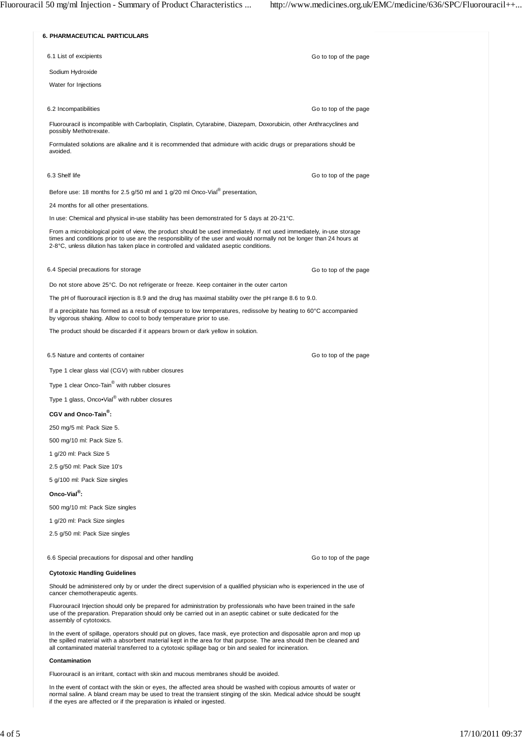## 6. PHARMACEUTICAL PARTICULARS

### 6.1 List of excipients

Sodium Hydroxide

Water for Injections

### 6.2 Incompatibilities

Fluorouracil is incompatible with Carboplatin, Cisplatin, Cytarabine, Diazepam, Doxorubicin, other Anthracyclines and possibly Methotrexate.

Formulated solutions are alkaline and it is recommended that admixture with acidic drugs or preparations should be avoided.

### 6.3 Shelf life

Before use: 18 months for 2.5 g/50 ml and 1 g/20 ml Onco-Vial® presentation,

24 months for all other presentations.

In use: Chemical and physical in-use stability has been demonstrated for 5 days at 20-21°C.

From a microbiological point of view, the product should be used immediately. If not used immediately, in-use storage times and conditions prior to use are the responsibility of the user and would normally not be longer than 24 hours at 2-8°C, unless dilution has taken place in controlled and validated aseptic conditions.

### 6.4 Special precautions for storage

Do not store above 25°C. Do not refrigerate or freeze. Keep container in the outer carton

The pH of fluorouracil injection is 8.9 and the drug has maximal stability over the pH range 8.6 to 9.0.

If a precipitate has formed as a result of exposure to low temperatures, redissolve by heating to 60°C accompanied by vigorous shaking. Allow to cool to body temperature prior to use.

The product should be discarded if it appears brown or dark yellow in solution.

### 6.5 Nature and contents of container

Type 1 clear glass vial (CGV) with rubber closures

Type 1 clear Onco-Tain® with rubber closures

Type 1 glass, Onco•Vial® with rubber closures

**CGV and Onco-Tain®:**

250 mg/5 ml: Pack Size 5.

500 mg/10 ml: Pack Size 5.

1 g/20 ml: Pack Size 5

2.5 g/50 ml: Pack Size 10's

5 g/100 ml: Pack Size singles

**Onco-Vial®:**

500 mg/10 ml: Pack Size singles

1 g/20 ml: Pack Size singles

2.5 g/50 ml: Pack Size singles

### 6.6 Special precautions for disposal and other handling

**Cytotoxic Handling Guidelines**

Should be administered only by or under the direct supervision of a qualified physician who is experienced in the use of cancer chemotherapeutic agents.

Fluorouracil Injection should only be prepared for administration by professionals who have been trained in the safe use of the preparation. Preparation should only be carried out in an aseptic cabinet or suite dedicated for the assembly of cytotoxics.

In the event of spillage, operators should put on gloves, face mask, eye protection and disposable apron and mop up the spilled material with a absorbent material kept in the area for that purpose. The area should then be cleaned and all contaminated material transferred to a cytotoxic spillage bag or bin and sealed for incineration.

**Contamination**

Fluorouracil is an irritant, contact with skin and mucous membranes should be avoided.

In the event of contact with the skin or eyes, the affected area should be washed with copious amounts of water or normal saline. A bland cream may be used to treat the transient stinging of the skin. Medical advice should be sought if the eyes are affected or if the preparation is inhaled or ingested.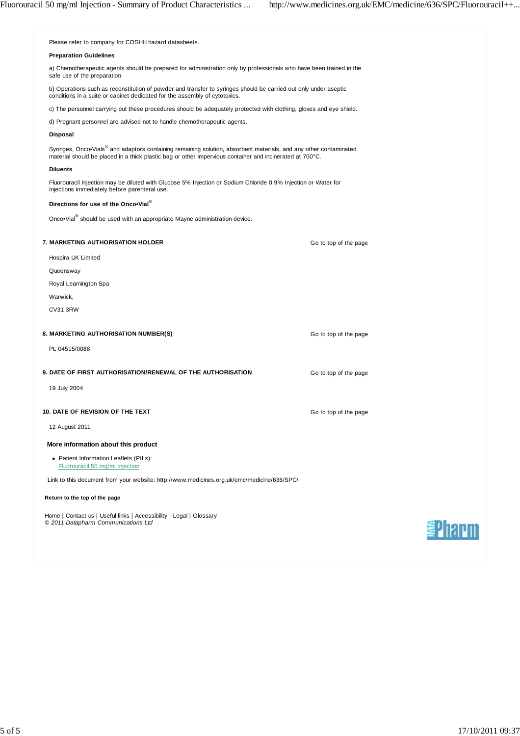Please refer to company for COSHH hazard datasheets.

**Preparation Guidelines**

a) Chemotherapeutic agents should be prepared for administration only by professionals who have been trained in the safe use of the preparation.

b) Operations such as reconstitution of powder and transfer to syringes should be carried out only under aseptic conditions in a suite or cabinet dedicated for the assembly of cytotoxics.

c) The personnel carrying out these procedures should be adequately protected with clothing, gloves and eye shield.

d) Pregnant personnel are advised not to handle chemotherapeutic agents.

**Disposal**

Syringes, Onco•Vials® and adaptors containing remaining solution, absorbent materials, and any other contaminated material should be placed in a thick plastic bag or other impervious container and incinerated at 700°C.

**Diluents**

Fluorouracil Injection may be diluted with Glucose 5% Injection or Sodium Chloride 0.9% Injection or Water for Injections immediately before parenteral use.

**Directions for use of the Onco•Vial®**

Onco•Vial® should be used with an appropriate Mayne administration device.

## 7. MARKETING AUTHORISATION HOLDER

Go to top of the page

Hospira UK Limited

Queensway

Royal Leamington Spa

Warwick,

CV31 3RW

## 8. MARKETING AUTHORISATION NUMBER(S)

Go to top of the page

PL 04515/0088

## 9. DATE OF FIRST AUTHORISATION/RENEWAL OF THE AUTHORISATION

Go to top of the page

19 July 2004

## 10. DATE OF REVISION OF THE TEXT

Go to top of the page

12 August 2011

### More information about this product

- Patient Information Leaflets (PILs): Fluorouracil 50 mg/ml Injection

Link to this document from your website: http://www.medicines.org.uk/emc/medicine/636/SPC/

**Return to the top of the page**

Home | Contact us | Useful links | Accessibility | Legal | Glossary

*© 2011 Datapharm Communications Ltd*

DATAPharm